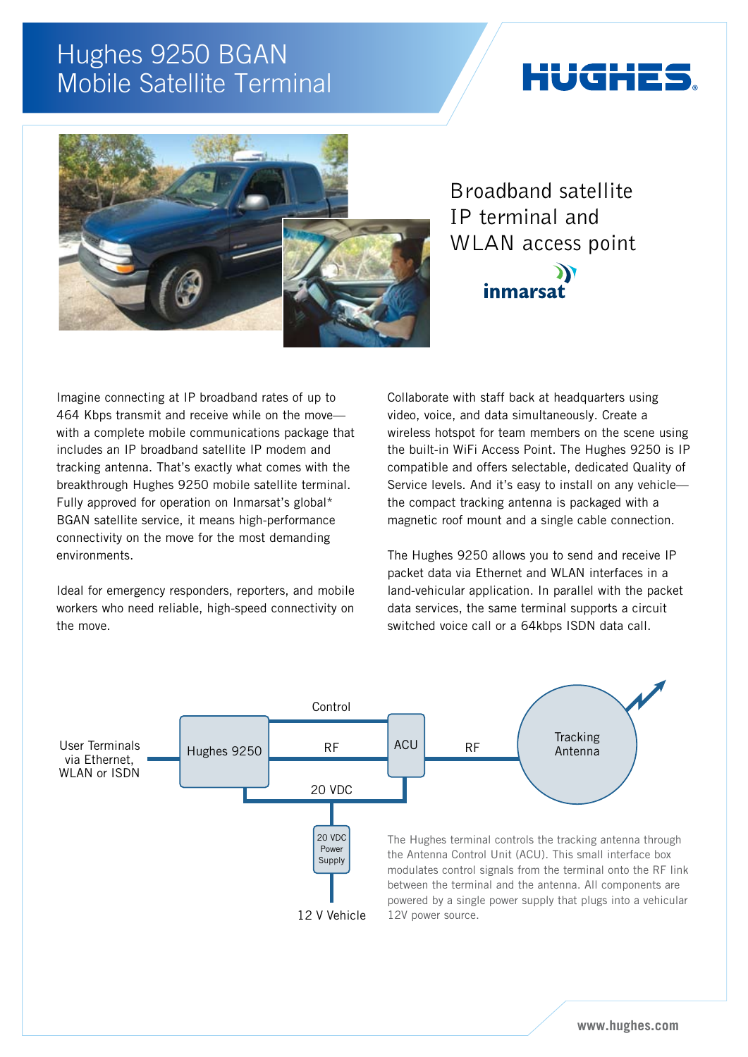# Hughes 9250 BGAN Mobile Satellite Terminal

HUGHES

## Broadband satellite IP terminal and WLAN access point

inmarsat

Imagine connecting at IP broadband rates of up to 464 Kbps transmit and receive while on the move—with a complete mobile communications package that includes an IP broadband satellite IP modem and tracking antenna. That's exactly what comes with the breakthrough Hughes 9250 mobile satellite terminal. Fully approved for operation on Inmarsat's global* BGAN satellite service, it means high-performance connectivity on the move for the most demanding environments.

Ideal for emergency responders, reporters, and mobile workers who need reliable, high-speed connectivity on the move.

Collaborate with staff back at headquarters using video, voice, and data simultaneously. Create a wireless hotspot for team members on the scene using the built-in WiFi Access Point. The Hughes 9250 is IP compatible and offers selectable, dedicated Quality of Service levels. And it's easy to install on any vehicle—the compact tracking antenna is packaged with a magnetic roof mount and a single cable connection.

The Hughes 9250 allows you to send and receive IP packet data via Ethernet and WLAN interfaces in a land-vehicular application. In parallel with the packet data services, the same terminal supports a circuit switched voice call or a 64kbps ISDN data call.

User Terminals via Ethernet, WLAN or ISDN — Hughes 9250 — Control / RF / 20 VDC — ACU — RF — Tracking Antenna

20 VDC Power Supply — 12 V Vehicle

The Hughes terminal controls the tracking antenna through the Antenna Control Unit (ACU). This small interface box modulates control signals from the terminal onto the RF link between the terminal and the antenna. All components are powered by a single power supply that plugs into a vehicular 12V power source.

www.hughes.com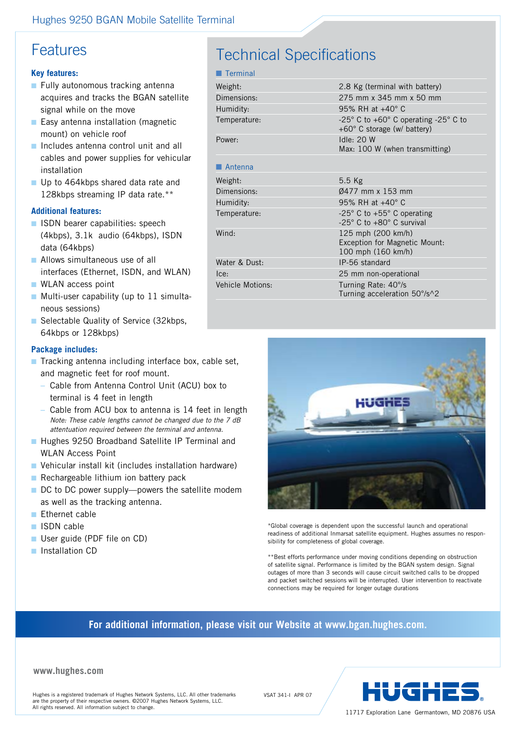# Features

### Key features:

- Fully autonomous tracking antenna acquires and tracks the BGAN satellite signal while on the move
- Easy antenna installation (magnetic mount) on vehicle roof
- Includes antenna control unit and all cables and power supplies for vehicular installation
- Up to 464kbps shared data rate and 128kbps streaming IP data rate.**

### Additional features:

- ISDN bearer capabilities: speech (4kbps), 3.1k audio (64kbps), ISDN data (64kbps)
- Allows simultaneous use of all interfaces (Ethernet, ISDN, and WLAN)
- WLAN access point
- Multi-user capability (up to 11 simultaneous sessions)
- Selectable Quality of Service (32kbps, 64kbps or 128kbps)

### Package includes:

- Tracking antenna including interface box, cable set, and magnetic feet for roof mount.
  - Cable from Antenna Control Unit (ACU) box to terminal is 4 feet in length
  - Cable from ACU box to antenna is 14 feet in length
    *Note: These cable lengths cannot be changed due to the 7 dB attentuation required between the terminal and antenna.*
- Hughes 9250 Broadband Satellite IP Terminal and WLAN Access Point
- Vehicular install kit (includes installation hardware)
- Rechargeable lithium ion battery pack
- DC to DC power supply—powers the satellite modem as well as the tracking antenna.
- Ethernet cable
- ISDN cable
- User guide (PDF file on CD)
- Installation CD

# Technical Specifications

### Terminal

| | |
|---|---|
| Weight: | 2.8 Kg (terminal with battery) |
| Dimensions: | 275 mm x 345 mm x 50 mm |
| Humidity: | 95% RH at +40° C |
| Temperature: | -25° C to +60° C operating -25° C to +60° C storage (w/ battery) |
| Power: | Idle: 20 W<br>Max: 100 W (when transmitting) |

### Antenna

| | |
|---|---|
| Weight: | 5.5 Kg |
| Dimensions: | Ø477 mm x 153 mm |
| Humidity: | 95% RH at +40° C |
| Temperature: | -25° C to +55° C operating<br>-25° C to +80° C survival |
| Wind: | 125 mph (200 km/h)<br>Exception for Magnetic Mount:<br>100 mph (160 km/h) |
| Water & Dust: | IP-56 standard |
| Ice: | 25 mm non-operational |
| Vehicle Motions: | Turning Rate: 40°/s<br>Turning acceleration 50°/s^2 |

*Global coverage is dependent upon the successful launch and operational readiness of additional Inmarsat satellite equipment. Hughes assumes no responsibility for completeness of global coverage.

**Best efforts performance under moving conditions depending on obstruction of satellite signal. Performance is limited by the BGAN system design. Signal outages of more than 3 seconds will cause circuit switched calls to be dropped and packet switched sessions will be interrupted. User intervention to reactivate connections may be required for longer outage durations

**For additional information, please visit our Website at www.bgan.hughes.com.**

www.hughes.com

Hughes is a registered trademark of Hughes Network Systems, LLC. All other trademarks are the property of their respective owners. ©2007 Hughes Network Systems, LLC. All rights reserved. All information subject to change.

VSAT 341-I APR 07

HUGHES®

11717 Exploration Lane Germantown, MD 20876 USA